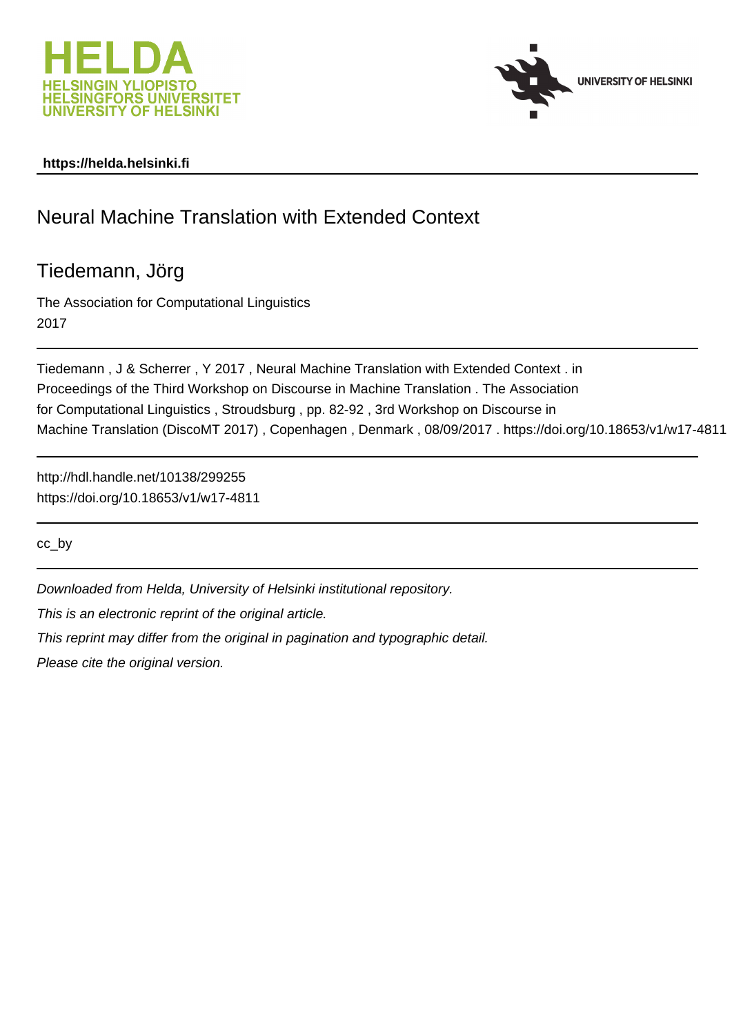HELDA
HELSINGIN YLIOPISTO
HELSINGFORS UNIVERSITET
UNIVERSITY OF HELSINKI

UNIVERSITY OF HELSINKI

**https://helda.helsinki.fi**

# Neural Machine Translation with Extended Context

## Tiedemann, Jörg

The Association for Computational Linguistics
2017

---

Tiedemann , J & Scherrer , Y 2017 , Neural Machine Translation with Extended Context . in Proceedings of the Third Workshop on Discourse in Machine Translation . The Association for Computational Linguistics , Stroudsburg , pp. 82-92 , 3rd Workshop on Discourse in Machine Translation (DiscoMT 2017) , Copenhagen , Denmark , 08/09/2017 . https://doi.org/10.18653/v1/w17-4811

---

http://hdl.handle.net/10138/299255
https://doi.org/10.18653/v1/w17-4811

---

cc_by

---

*Downloaded from Helda, University of Helsinki institutional repository.*

*This is an electronic reprint of the original article.*

*This reprint may differ from the original in pagination and typographic detail.*

*Please cite the original version.*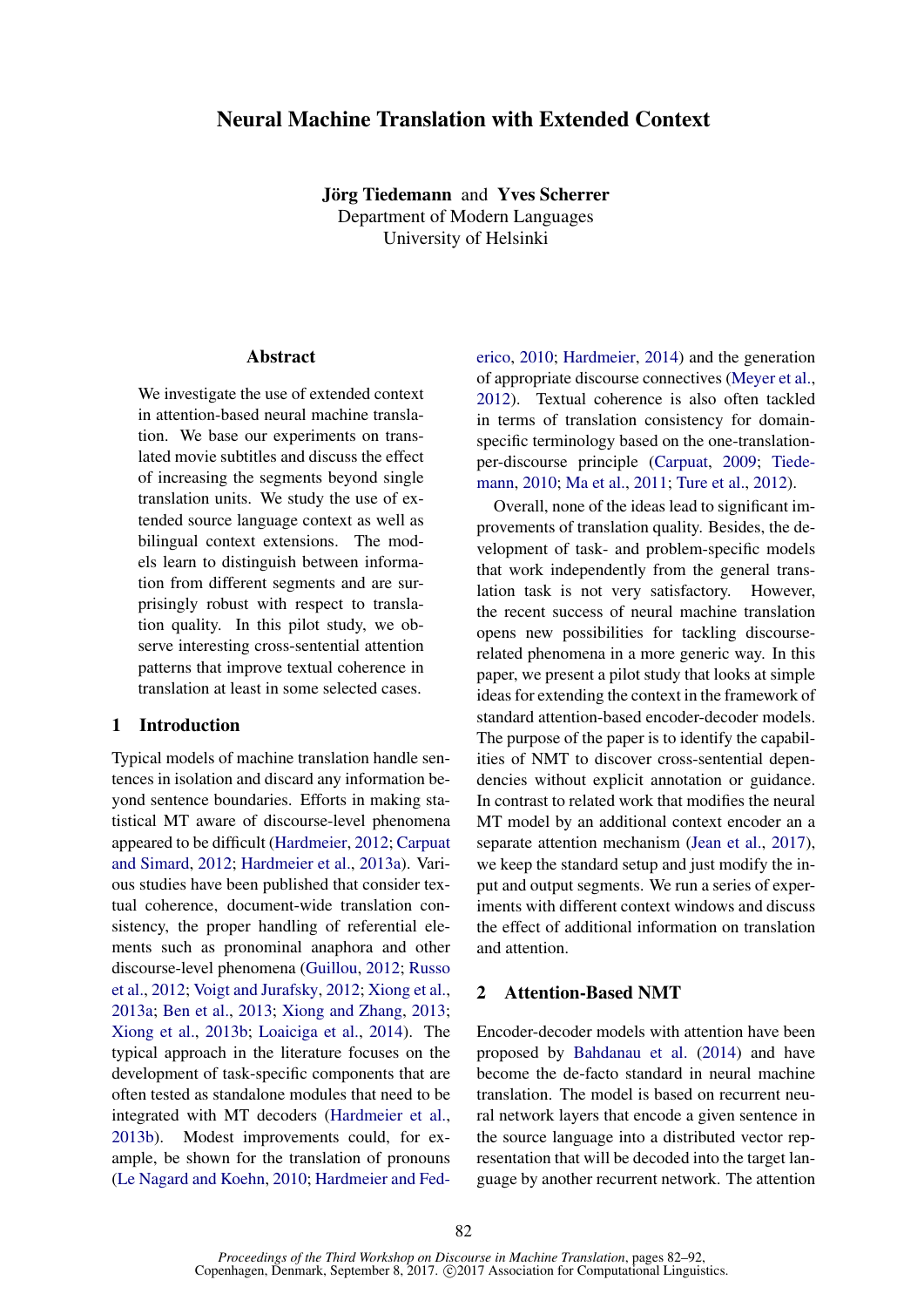# Neural Machine Translation with Extended Context

**Jörg Tiedemann** and **Yves Scherrer**
Department of Modern Languages
University of Helsinki

## Abstract

We investigate the use of extended context in attention-based neural machine translation. We base our experiments on translated movie subtitles and discuss the effect of increasing the segments beyond single translation units. We study the use of extended source language context as well as bilingual context extensions. The models learn to distinguish between information from different segments and are surprisingly robust with respect to translation quality. In this pilot study, we observe interesting cross-sentential attention patterns that improve textual coherence in translation at least in some selected cases.

## 1 Introduction

Typical models of machine translation handle sentences in isolation and discard any information beyond sentence boundaries. Efforts in making statistical MT aware of discourse-level phenomena appeared to be difficult (Hardmeier, 2012; Carpuat and Simard, 2012; Hardmeier et al., 2013a). Various studies have been published that consider textual coherence, document-wide translation consistency, the proper handling of referential elements such as pronominal anaphora and other discourse-level phenomena (Guillou, 2012; Russo et al., 2012; Voigt and Jurafsky, 2012; Xiong et al., 2013a; Ben et al., 2013; Xiong and Zhang, 2013; Xiong et al., 2013b; Loaiciga et al., 2014). The typical approach in the literature focuses on the development of task-specific components that are often tested as standalone modules that need to be integrated with MT decoders (Hardmeier et al., 2013b). Modest improvements could, for example, be shown for the translation of pronouns (Le Nagard and Koehn, 2010; Hardmeier and Federico, 2010; Hardmeier, 2014) and the generation of appropriate discourse connectives (Meyer et al., 2012). Textual coherence is also often tackled in terms of translation consistency for domain-specific terminology based on the one-translation-per-discourse principle (Carpuat, 2009; Tiedemann, 2010; Ma et al., 2011; Ture et al., 2012).

Overall, none of the ideas lead to significant improvements of translation quality. Besides, the development of task- and problem-specific models that work independently from the general translation task is not very satisfactory. However, the recent success of neural machine translation opens new possibilities for tackling discourse-related phenomena in a more generic way. In this paper, we present a pilot study that looks at simple ideas for extending the context in the framework of standard attention-based encoder-decoder models. The purpose of the paper is to identify the capabilities of NMT to discover cross-sentential dependencies without explicit annotation or guidance. In contrast to related work that modifies the neural MT model by an additional context encoder an a separate attention mechanism (Jean et al., 2017), we keep the standard setup and just modify the input and output segments. We run a series of experiments with different context windows and discuss the effect of additional information on translation and attention.

## 2 Attention-Based NMT

Encoder-decoder models with attention have been proposed by Bahdanau et al. (2014) and have become the de-facto standard in neural machine translation. The model is based on recurrent neural network layers that encode a given sentence in the source language into a distributed vector representation that will be decoded into the target language by another recurrent network. The attention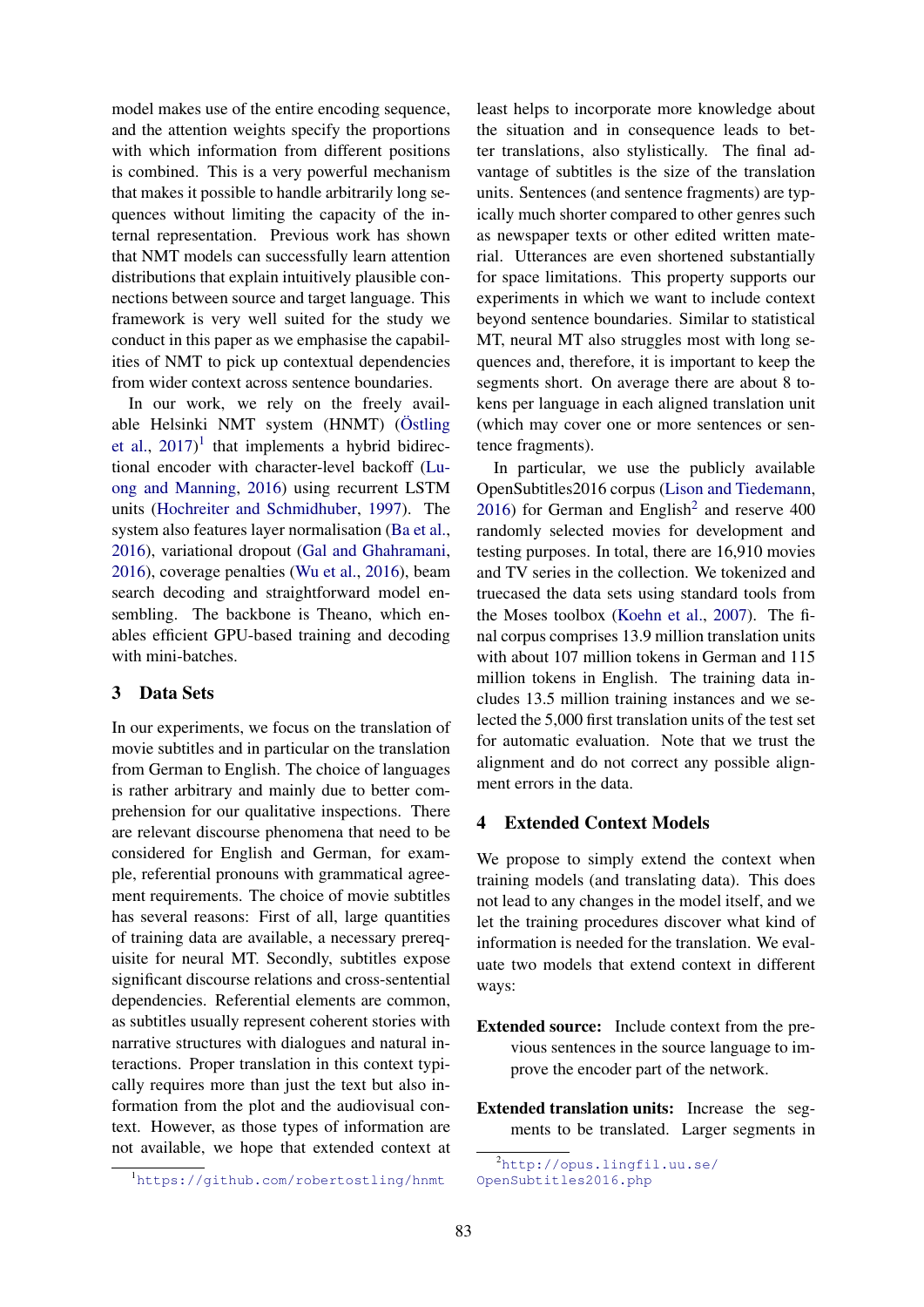model makes use of the entire encoding sequence, and the attention weights specify the proportions with which information from different positions is combined. This is a very powerful mechanism that makes it possible to handle arbitrarily long sequences without limiting the capacity of the internal representation. Previous work has shown that NMT models can successfully learn attention distributions that explain intuitively plausible connections between source and target language. This framework is very well suited for the study we conduct in this paper as we emphasise the capabilities of NMT to pick up contextual dependencies from wider context across sentence boundaries.

In our work, we rely on the freely available Helsinki NMT system (HNMT) (Östling et al., 2017)[1] that implements a hybrid bidirectional encoder with character-level backoff (Luong and Manning, 2016) using recurrent LSTM units (Hochreiter and Schmidhuber, 1997). The system also features layer normalisation (Ba et al., 2016), variational dropout (Gal and Ghahramani, 2016), coverage penalties (Wu et al., 2016), beam search decoding and straightforward model ensembling. The backbone is Theano, which enables efficient GPU-based training and decoding with mini-batches.

## 3 Data Sets

In our experiments, we focus on the translation of movie subtitles and in particular on the translation from German to English. The choice of languages is rather arbitrary and mainly due to better comprehension for our qualitative inspections. There are relevant discourse phenomena that need to be considered for English and German, for example, referential pronouns with grammatical agreement requirements. The choice of movie subtitles has several reasons: First of all, large quantities of training data are available, a necessary prerequisite for neural MT. Secondly, subtitles expose significant discourse relations and cross-sentential dependencies. Referential elements are common, as subtitles usually represent coherent stories with narrative structures with dialogues and natural interactions. Proper translation in this context typically requires more than just the text but also information from the plot and the audiovisual context. However, as those types of information are not available, we hope that extended context at least helps to incorporate more knowledge about the situation and in consequence leads to better translations, also stylistically. The final advantage of subtitles is the size of the translation units. Sentences (and sentence fragments) are typically much shorter compared to other genres such as newspaper texts or other edited written material. Utterances are even shortened substantially for space limitations. This property supports our experiments in which we want to include context beyond sentence boundaries. Similar to statistical MT, neural MT also struggles most with long sequences and, therefore, it is important to keep the segments short. On average there are about 8 tokens per language in each aligned translation unit (which may cover one or more sentences or sentence fragments).

In particular, we use the publicly available OpenSubtitles2016 corpus (Lison and Tiedemann, 2016) for German and English[2] and reserve 400 randomly selected movies for development and testing purposes. In total, there are 16,910 movies and TV series in the collection. We tokenized and truecased the data sets using standard tools from the Moses toolbox (Koehn et al., 2007). The final corpus comprises 13.9 million translation units with about 107 million tokens in German and 115 million tokens in English. The training data includes 13.5 million training instances and we selected the 5,000 first translation units of the test set for automatic evaluation. Note that we trust the alignment and do not correct any possible alignment errors in the data.

## 4 Extended Context Models

We propose to simply extend the context when training models (and translating data). This does not lead to any changes in the model itself, and we let the training procedures discover what kind of information is needed for the translation. We evaluate two models that extend context in different ways:

**Extended source:** Include context from the previous sentences in the source language to improve the encoder part of the network.

**Extended translation units:** Increase the segments to be translated. Larger segments in

[1] https://github.com/robertostling/hnmt

[2] http://opus.lingfil.uu.se/OpenSubtitles2016.php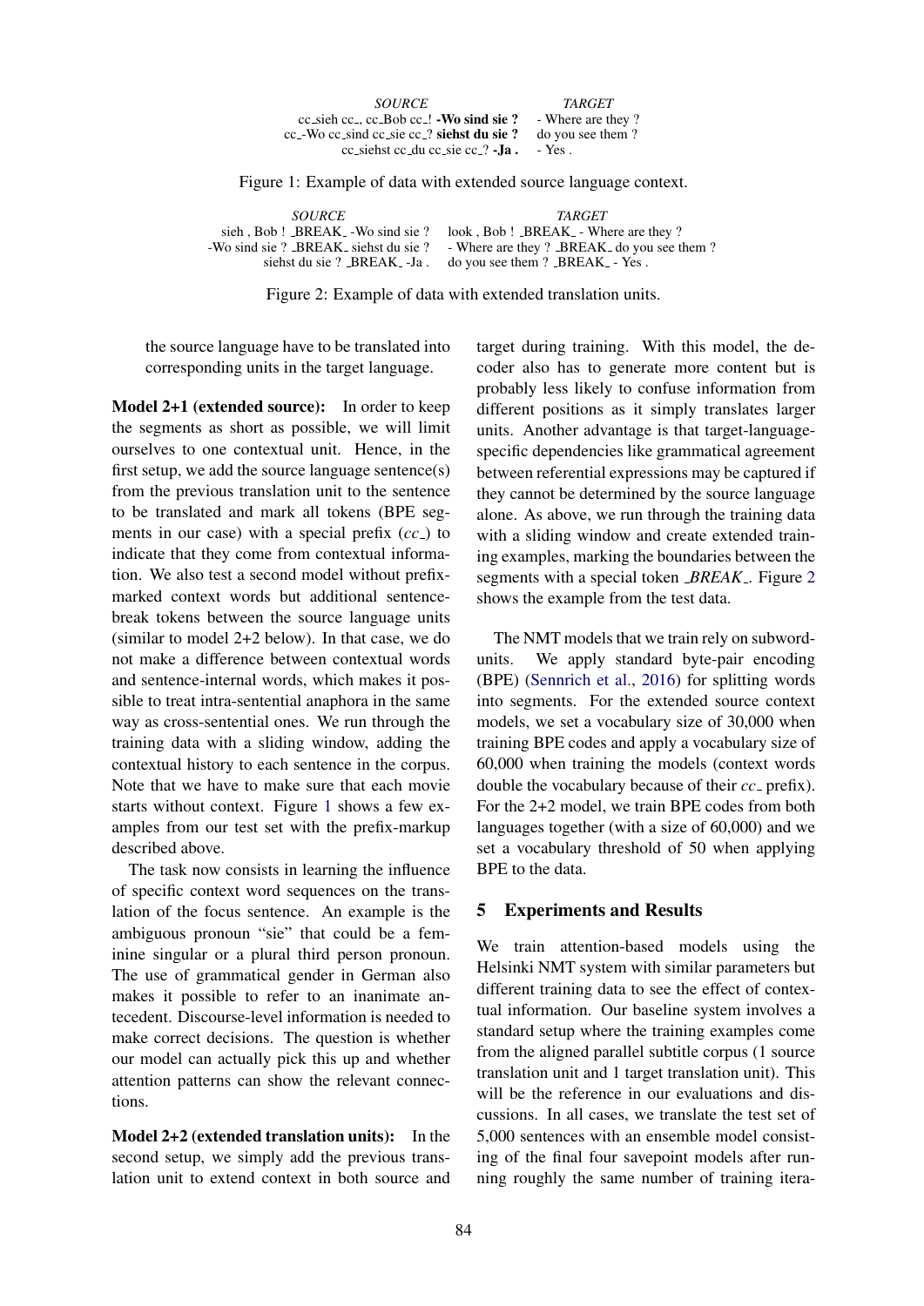| *SOURCE* | *TARGET* |
|---|---|
| cc_sieh cc_, cc_Bob cc_! **-Wo sind sie ?** | - Where are they ? |
| cc_-Wo cc_sind cc_sie cc_? **siehst du sie ?** | do you see them ? |
| cc_siehst cc_du cc_sie cc_? **-Ja .** | - Yes . |

Figure 1: Example of data with extended source language context.

| *SOURCE* | *TARGET* |
|---|---|
| sieh , Bob ! _BREAK_ -Wo sind sie ? | look , Bob ! _BREAK_ - Where are they ? |
| -Wo sind sie ? _BREAK_ siehst du sie ? | - Where are they ? _BREAK_ do you see them ? |
| siehst du sie ? _BREAK_ -Ja . | do you see them ? _BREAK_ - Yes . |

Figure 2: Example of data with extended translation units.

the source language have to be translated into corresponding units in the target language.

**Model 2+1 (extended source):** In order to keep the segments as short as possible, we will limit ourselves to one contextual unit. Hence, in the first setup, we add the source language sentence(s) from the previous translation unit to the sentence to be translated and mark all tokens (BPE segments in our case) with a special prefix (*cc_*) to indicate that they come from contextual information. We also test a second model without prefix-marked context words but additional sentence-break tokens between the source language units (similar to model 2+2 below). In that case, we do not make a difference between contextual words and sentence-internal words, which makes it possible to treat intra-sentential anaphora in the same way as cross-sentential ones. We run through the training data with a sliding window, adding the contextual history to each sentence in the corpus. Note that we have to make sure that each movie starts without context. Figure 1 shows a few examples from our test set with the prefix-markup described above.

The task now consists in learning the influence of specific context word sequences on the translation of the focus sentence. An example is the ambiguous pronoun "sie" that could be a feminine singular or a plural third person pronoun. The use of grammatical gender in German also makes it possible to refer to an inanimate antecedent. Discourse-level information is needed to make correct decisions. The question is whether our model can actually pick this up and whether attention patterns can show the relevant connections.

**Model 2+2 (extended translation units):** In the second setup, we simply add the previous translation unit to extend context in both source and target during training. With this model, the decoder also has to generate more content but is probably less likely to confuse information from different positions as it simply translates larger units. Another advantage is that target-language-specific dependencies like grammatical agreement between referential expressions may be captured if they cannot be determined by the source language alone. As above, we run through the training data with a sliding window and create extended training examples, marking the boundaries between the segments with a special token *_BREAK_*. Figure 2 shows the example from the test data.

The NMT models that we train rely on subword-units. We apply standard byte-pair encoding (BPE) (Sennrich et al., 2016) for splitting words into segments. For the extended source context models, we set a vocabulary size of 30,000 when training BPE codes and apply a vocabulary size of 60,000 when training the models (context words double the vocabulary because of their *cc_* prefix). For the 2+2 model, we train BPE codes from both languages together (with a size of 60,000) and we set a vocabulary threshold of 50 when applying BPE to the data.

## 5 Experiments and Results

We train attention-based models using the Helsinki NMT system with similar parameters but different training data to see the effect of contextual information. Our baseline system involves a standard setup where the training examples come from the aligned parallel subtitle corpus (1 source translation unit and 1 target translation unit). This will be the reference in our evaluations and discussions. In all cases, we translate the test set of 5,000 sentences with an ensemble model consisting of the final four savepoint models after running roughly the same number of training itera-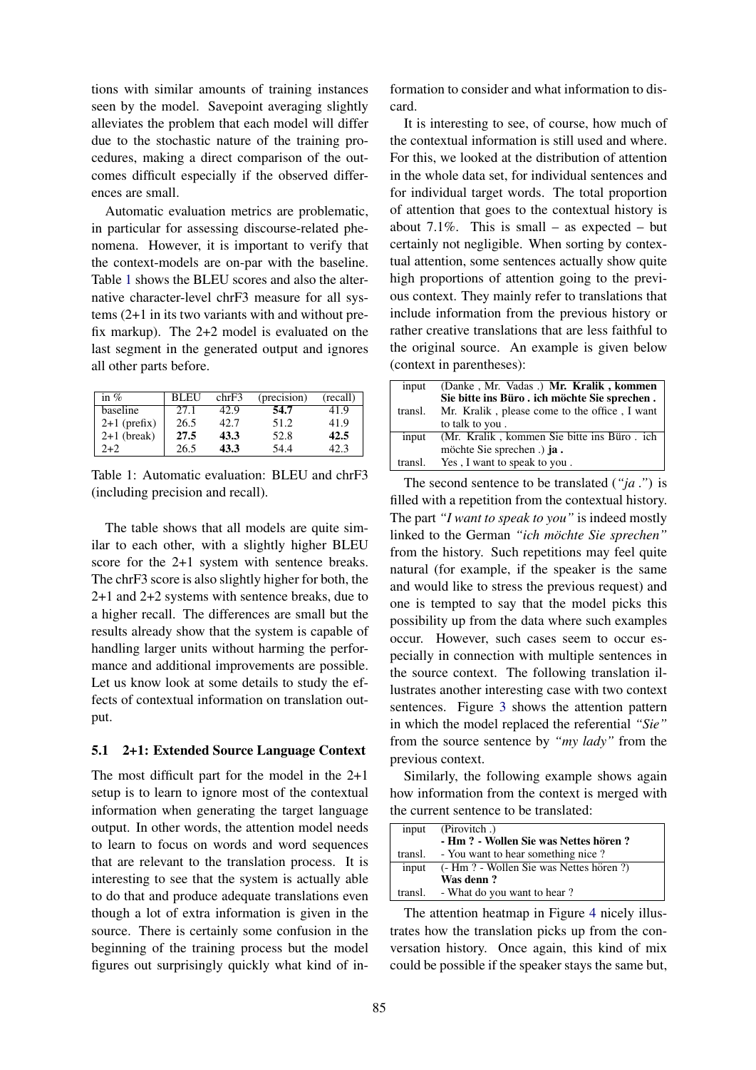tions with similar amounts of training instances seen by the model. Savepoint averaging slightly alleviates the problem that each model will differ due to the stochastic nature of the training procedures, making a direct comparison of the outcomes difficult especially if the observed differences are small.

Automatic evaluation metrics are problematic, in particular for assessing discourse-related phenomena. However, it is important to verify that the context-models are on-par with the baseline. Table 1 shows the BLEU scores and also the alternative character-level chrF3 measure for all systems (2+1 in its two variants with and without prefix markup). The 2+2 model is evaluated on the last segment in the generated output and ignores all other parts before.

| in % | BLEU | chrF3 | (precision) | (recall) |
|---|---|---|---|---|
| baseline | 27.1 | 42.9 | **54.7** | 41.9 |
| 2+1 (prefix) | 26.5 | 42.7 | 51.2 | 41.9 |
| 2+1 (break) | **27.5** | **43.3** | 52.8 | **42.5** |
| 2+2 | 26.5 | **43.3** | 54.4 | 42.3 |

Table 1: Automatic evaluation: BLEU and chrF3 (including precision and recall).

The table shows that all models are quite similar to each other, with a slightly higher BLEU score for the 2+1 system with sentence breaks. The chrF3 score is also slightly higher for both, the 2+1 and 2+2 systems with sentence breaks, due to a higher recall. The differences are small but the results already show that the system is capable of handling larger units without harming the performance and additional improvements are possible. Let us know look at some details to study the effects of contextual information on translation output.

### 5.1 2+1: Extended Source Language Context

The most difficult part for the model in the 2+1 setup is to learn to ignore most of the contextual information when generating the target language output. In other words, the attention model needs to learn to focus on words and word sequences that are relevant to the translation process. It is interesting to see that the system is actually able to do that and produce adequate translations even though a lot of extra information is given in the source. There is certainly some confusion in the beginning of the training process but the model figures out surprisingly quickly what kind of information to consider and what information to discard.

It is interesting to see, of course, how much of the contextual information is still used and where. For this, we looked at the distribution of attention in the whole data set, for individual sentences and for individual target words. The total proportion of attention that goes to the contextual history is about 7.1%. This is small – as expected – but certainly not negligible. When sorting by contextual attention, some sentences actually show quite high proportions of attention going to the previous context. They mainly refer to translations that include information from the previous history or rather creative translations that are less faithful to the original source. An example is given below (context in parentheses):

| | |
|---|---|
| input | (Danke , Mr. Vadas .) **Mr. Kralik , kommen Sie bitte ins Büro . ich möchte Sie sprechen .** |
| transl. | Mr. Kralik , please come to the office , I want to talk to you . |
| input | (Mr. Kralik , kommen Sie bitte ins Büro . ich möchte Sie sprechen .) **ja .** |
| transl. | Yes , I want to speak to you . |

The second sentence to be translated (*"ja ."*) is filled with a repetition from the contextual history. The part *"I want to speak to you"* is indeed mostly linked to the German *"ich möchte Sie sprechen"* from the history. Such repetitions may feel quite natural (for example, if the speaker is the same and would like to stress the previous request) and one is tempted to say that the model picks this possibility up from the data where such examples occur. However, such cases seem to occur especially in connection with multiple sentences in the source context. The following translation illustrates another interesting case with two context sentences. Figure 3 shows the attention pattern in which the model replaced the referential *"Sie"* from the source sentence by *"my lady"* from the previous context.

Similarly, the following example shows again how information from the context is merged with the current sentence to be translated:

| | |
|---|---|
| input | (Pirovitch .) **- Hm ? - Wollen Sie was Nettes hören ?** |
| transl. | - You want to hear something nice ? |
| input | (- Hm ? - Wollen Sie was Nettes hören ?) **Was denn ?** |
| transl. | - What do you want to hear ? |

The attention heatmap in Figure 4 nicely illustrates how the translation picks up from the conversation history. Once again, this kind of mix could be possible if the speaker stays the same but,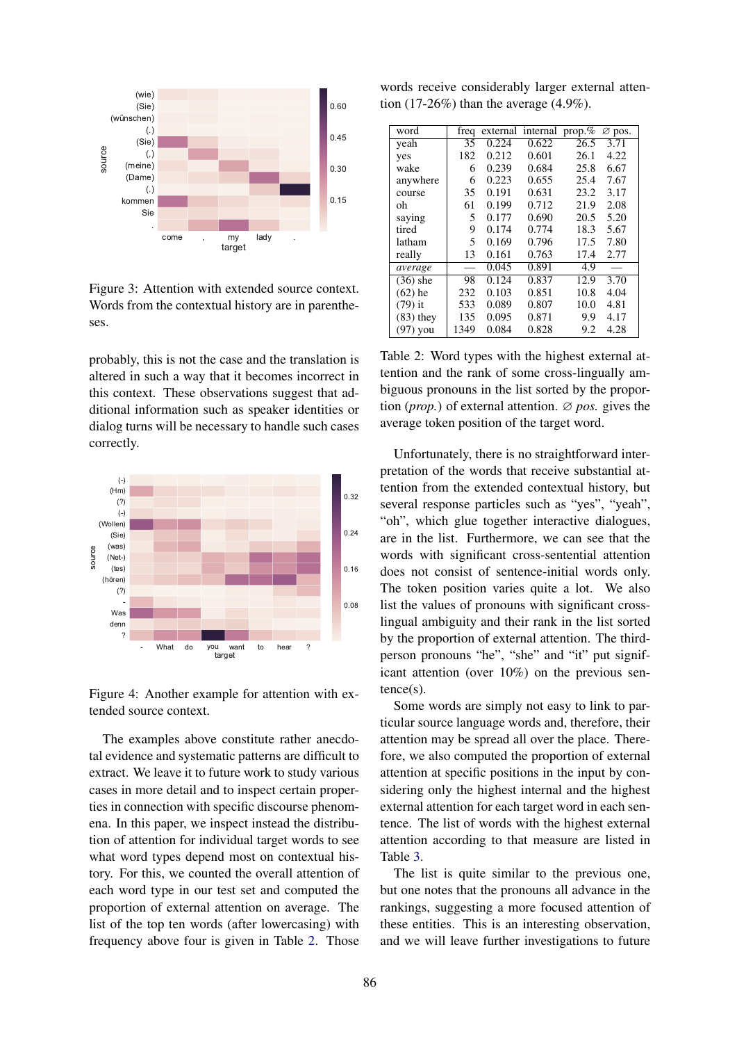Figure 3: Attention with extended source context. Words from the contextual history are in parentheses.

probably, this is not the case and the translation is altered in such a way that it becomes incorrect in this context. These observations suggest that additional information such as speaker identities or dialog turns will be necessary to handle such cases correctly.

Figure 4: Another example for attention with extended source context.

The examples above constitute rather anecdotal evidence and systematic patterns are difficult to extract. We leave it to future work to study various cases in more detail and to inspect certain properties in connection with specific discourse phenomena. In this paper, we inspect instead the distribution of attention for individual target words to see what word types depend most on contextual history. For this, we counted the overall attention of each word type in our test set and computed the proportion of external attention on average. The list of the top ten words (after lowercasing) with frequency above four is given in Table 2. Those words receive considerably larger external attention (17-26%) than the average (4.9%).

| word | freq | external | internal | prop.% | ∅ pos. |
|---|---|---|---|---|---|
| yeah | 35 | 0.224 | 0.622 | 26.5 | 3.71 |
| yes | 182 | 0.212 | 0.601 | 26.1 | 4.22 |
| wake | 6 | 0.239 | 0.684 | 25.8 | 6.67 |
| anywhere | 6 | 0.223 | 0.655 | 25.4 | 7.67 |
| course | 35 | 0.191 | 0.631 | 23.2 | 3.17 |
| oh | 61 | 0.199 | 0.712 | 21.9 | 2.08 |
| saying | 5 | 0.177 | 0.690 | 20.5 | 5.20 |
| tired | 9 | 0.174 | 0.774 | 18.3 | 5.67 |
| latham | 5 | 0.169 | 0.796 | 17.5 | 7.80 |
| really | 13 | 0.161 | 0.763 | 17.4 | 2.77 |
| *average* | — | 0.045 | 0.891 | 4.9 | — |
| (36) she | 98 | 0.124 | 0.837 | 12.9 | 3.70 |
| (62) he | 232 | 0.103 | 0.851 | 10.8 | 4.04 |
| (79) it | 533 | 0.089 | 0.807 | 10.0 | 4.81 |
| (83) they | 135 | 0.095 | 0.871 | 9.9 | 4.17 |
| (97) you | 1349 | 0.084 | 0.828 | 9.2 | 4.28 |

Table 2: Word types with the highest external attention and the rank of some cross-lingually ambiguous pronouns in the list sorted by the proportion (*prop.*) of external attention. ∅ *pos.* gives the average token position of the target word.

Unfortunately, there is no straightforward interpretation of the words that receive substantial attention from the extended contextual history, but several response particles such as "yes", "yeah", "oh", which glue together interactive dialogues, are in the list. Furthermore, we can see that the words with significant cross-sentential attention does not consist of sentence-initial words only. The token position varies quite a lot. We also list the values of pronouns with significant cross-lingual ambiguity and their rank in the list sorted by the proportion of external attention. The third-person pronouns "he", "she" and "it" put significant attention (over 10%) on the previous sentence(s).

Some words are simply not easy to link to particular source language words and, therefore, their attention may be spread all over the place. Therefore, we also computed the proportion of external attention at specific positions in the input by considering only the highest internal and the highest external attention for each target word in each sentence. The list of words with the highest external attention according to that measure are listed in Table 3.

The list is quite similar to the previous one, but one notes that the pronouns all advance in the rankings, suggesting a more focused attention of these entities. This is an interesting observation, and we will leave further investigations to future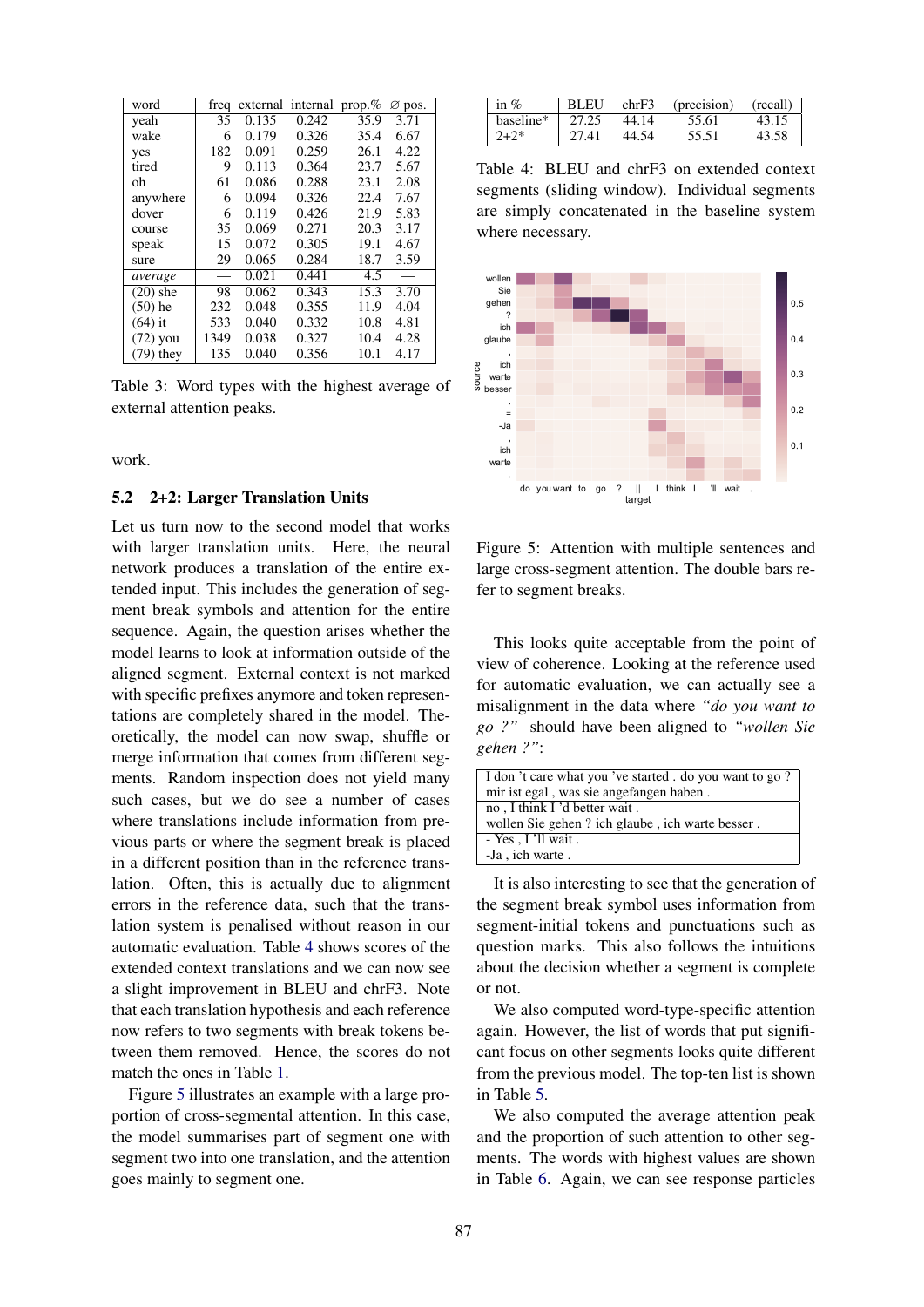| word | freq | external | internal | prop.% | ∅ pos. |
|---|---|---|---|---|---|
| yeah | 35 | 0.135 | 0.242 | 35.9 | 3.71 |
| wake | 6 | 0.179 | 0.326 | 35.4 | 6.67 |
| yes | 182 | 0.091 | 0.259 | 26.1 | 4.22 |
| tired | 9 | 0.113 | 0.364 | 23.7 | 5.67 |
| oh | 61 | 0.086 | 0.288 | 23.1 | 2.08 |
| anywhere | 6 | 0.094 | 0.326 | 22.4 | 7.67 |
| dover | 6 | 0.119 | 0.426 | 21.9 | 5.83 |
| course | 35 | 0.069 | 0.271 | 20.3 | 3.17 |
| speak | 15 | 0.072 | 0.305 | 19.1 | 4.67 |
| sure | 29 | 0.065 | 0.284 | 18.7 | 3.59 |
| *average* | — | 0.021 | 0.441 | 4.5 | — |
| (20) she | 98 | 0.062 | 0.343 | 15.3 | 3.70 |
| (50) he | 232 | 0.048 | 0.355 | 11.9 | 4.04 |
| (64) it | 533 | 0.040 | 0.332 | 10.8 | 4.81 |
| (72) you | 1349 | 0.038 | 0.327 | 10.4 | 4.28 |
| (79) they | 135 | 0.040 | 0.356 | 10.1 | 4.17 |

Table 3: Word types with the highest average of external attention peaks.

work.

## 5.2 2+2: Larger Translation Units

Let us turn now to the second model that works with larger translation units. Here, the neural network produces a translation of the entire extended input. This includes the generation of segment break symbols and attention for the entire sequence. Again, the question arises whether the model learns to look at information outside of the aligned segment. External context is not marked with specific prefixes anymore and token representations are completely shared in the model. Theoretically, the model can now swap, shuffle or merge information that comes from different segments. Random inspection does not yield many such cases, but we do see a number of cases where translations include information from previous parts or where the segment break is placed in a different position than in the reference translation. Often, this is actually due to alignment errors in the reference data, such that the translation system is penalised without reason in our automatic evaluation. Table 4 shows scores of the extended context translations and we can now see a slight improvement in BLEU and chrF3. Note that each translation hypothesis and each reference now refers to two segments with break tokens between them removed. Hence, the scores do not match the ones in Table 1.

Figure 5 illustrates an example with a large proportion of cross-segmental attention. In this case, the model summarises part of segment one with segment two into one translation, and the attention goes mainly to segment one.

| in % | BLEU | chrF3 | (precision) | (recall) |
|---|---|---|---|---|
| baseline* | 27.25 | 44.14 | 55.61 | 43.15 |
| 2+2* | 27.41 | 44.54 | 55.51 | 43.58 |

Table 4: BLEU and chrF3 on extended context segments (sliding window). Individual segments are simply concatenated in the baseline system where necessary.

Figure 5: Attention with multiple sentences and large cross-segment attention. The double bars refer to segment breaks.

This looks quite acceptable from the point of view of coherence. Looking at the reference used for automatic evaluation, we can actually see a misalignment in the data where *"do you want to go ?"* should have been aligned to *"wollen Sie gehen ?"*:

| I don 't care what you 've started . do you want to go ? |
|---|
| mir ist egal , was sie angefangen haben . |
| no , I think I 'd better wait . |
| wollen Sie gehen ? ich glaube , ich warte besser . |
| - Yes , I 'll wait . |
| -Ja , ich warte . |

It is also interesting to see that the generation of the segment break symbol uses information from segment-initial tokens and punctuations such as question marks. This also follows the intuitions about the decision whether a segment is complete or not.

We also computed word-type-specific attention again. However, the list of words that put significant focus on other segments looks quite different from the previous model. The top-ten list is shown in Table 5.

We also computed the average attention peak and the proportion of such attention to other segments. The words with highest values are shown in Table 6. Again, we can see response particles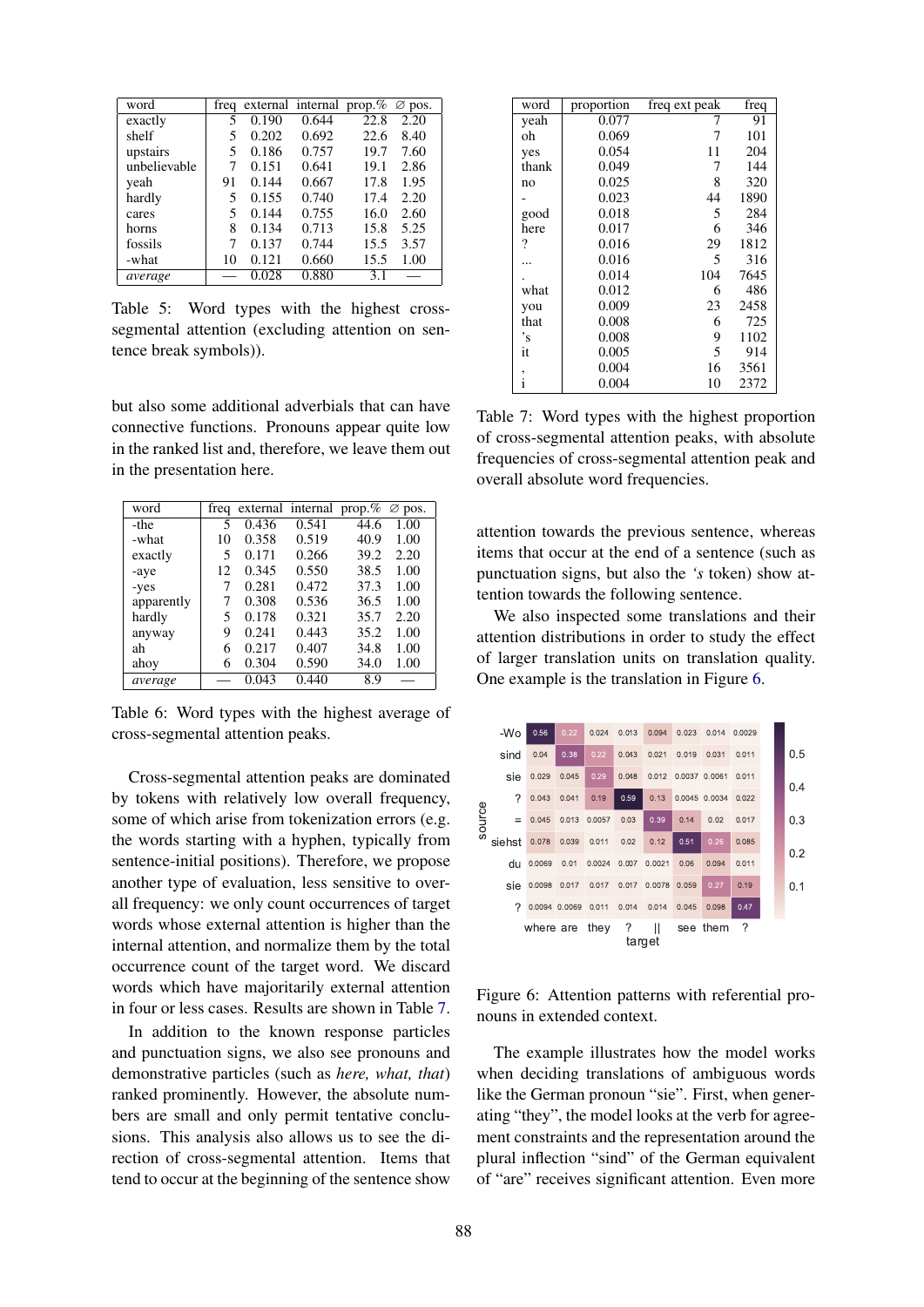| word | freq | external | internal | prop.% | ∅ pos. |
|---|---|---|---|---|---|
| exactly | 5 | 0.190 | 0.644 | 22.8 | 2.20 |
| shelf | 5 | 0.202 | 0.692 | 22.6 | 8.40 |
| upstairs | 5 | 0.186 | 0.757 | 19.7 | 7.60 |
| unbelievable | 7 | 0.151 | 0.641 | 19.1 | 2.86 |
| yeah | 91 | 0.144 | 0.667 | 17.8 | 1.95 |
| hardly | 5 | 0.155 | 0.740 | 17.4 | 2.20 |
| cares | 5 | 0.144 | 0.755 | 16.0 | 2.60 |
| horns | 8 | 0.134 | 0.713 | 15.8 | 5.25 |
| fossils | 7 | 0.137 | 0.744 | 15.5 | 3.57 |
| -what | 10 | 0.121 | 0.660 | 15.5 | 1.00 |
| *average* | — | 0.028 | 0.880 | 3.1 | — |

Table 5: Word types with the highest cross-segmental attention (excluding attention on sentence break symbols)).

but also some additional adverbials that can have connective functions. Pronouns appear quite low in the ranked list and, therefore, we leave them out in the presentation here.

| word | freq | external | internal | prop.% | ∅ pos. |
|---|---|---|---|---|---|
| -the | 5 | 0.436 | 0.541 | 44.6 | 1.00 |
| -what | 10 | 0.358 | 0.519 | 40.9 | 1.00 |
| exactly | 5 | 0.171 | 0.266 | 39.2 | 2.20 |
| -aye | 12 | 0.345 | 0.550 | 38.5 | 1.00 |
| -yes | 7 | 0.281 | 0.472 | 37.3 | 1.00 |
| apparently | 7 | 0.308 | 0.536 | 36.5 | 1.00 |
| hardly | 5 | 0.178 | 0.321 | 35.7 | 2.20 |
| anyway | 9 | 0.241 | 0.443 | 35.2 | 1.00 |
| ah | 6 | 0.217 | 0.407 | 34.8 | 1.00 |
| ahoy | 6 | 0.304 | 0.590 | 34.0 | 1.00 |
| *average* | — | 0.043 | 0.440 | 8.9 | — |

Table 6: Word types with the highest average of cross-segmental attention peaks.

Cross-segmental attention peaks are dominated by tokens with relatively low overall frequency, some of which arise from tokenization errors (e.g. the words starting with a hyphen, typically from sentence-initial positions). Therefore, we propose another type of evaluation, less sensitive to overall frequency: we only count occurrences of target words whose external attention is higher than the internal attention, and normalize them by the total occurrence count of the target word. We discard words which have majoritarily external attention in four or less cases. Results are shown in Table 7.

In addition to the known response particles and punctuation signs, we also see pronouns and demonstrative particles (such as *here, what, that*) ranked prominently. However, the absolute numbers are small and only permit tentative conclusions. This analysis also allows us to see the direction of cross-segmental attention. Items that tend to occur at the beginning of the sentence show attention towards the previous sentence, whereas items that occur at the end of a sentence (such as punctuation signs, but also the *'s* token) show attention towards the following sentence.

| word | proportion | freq ext peak | freq |
|---|---|---|---|
| yeah | 0.077 | 7 | 91 |
| oh | 0.069 | 7 | 101 |
| yes | 0.054 | 11 | 204 |
| thank | 0.049 | 7 | 144 |
| no | 0.025 | 8 | 320 |
| - | 0.023 | 44 | 1890 |
| good | 0.018 | 5 | 284 |
| here | 0.017 | 6 | 346 |
| ? | 0.016 | 29 | 1812 |
| ... | 0.016 | 5 | 316 |
| . | 0.014 | 104 | 7645 |
| what | 0.012 | 6 | 486 |
| you | 0.009 | 23 | 2458 |
| that | 0.008 | 6 | 725 |
| 's | 0.008 | 9 | 1102 |
| it | 0.005 | 5 | 914 |
| , | 0.004 | 16 | 3561 |
| i | 0.004 | 10 | 2372 |

Table 7: Word types with the highest proportion of cross-segmental attention peaks, with absolute frequencies of cross-segmental attention peak and overall absolute word frequencies.

We also inspected some translations and their attention distributions in order to study the effect of larger translation units on translation quality. One example is the translation in Figure 6.

| source \ target | where | are | they | ? | \|\| | see | them | ? |
|---|---|---|---|---|---|---|---|---|
| -Wo | 0.56 | 0.22 | 0.024 | 0.013 | 0.094 | 0.023 | 0.014 | 0.0029 |
| sind | 0.04 | 0.38 | 0.22 | 0.043 | 0.021 | 0.019 | 0.031 | 0.011 |
| sie | 0.029 | 0.045 | 0.29 | 0.048 | 0.012 | 0.0037 | 0.0061 | 0.011 |
| ? | 0.043 | 0.041 | 0.19 | 0.59 | 0.13 | 0.0045 | 0.0034 | 0.022 |
| = | 0.045 | 0.013 | 0.0057 | 0.03 | 0.39 | 0.14 | 0.02 | 0.017 |
| siehst | 0.078 | 0.039 | 0.011 | 0.02 | 0.12 | 0.51 | 0.26 | 0.085 |
| du | 0.0069 | 0.01 | 0.0024 | 0.007 | 0.0021 | 0.06 | 0.094 | 0.011 |
| sie | 0.0098 | 0.017 | 0.017 | 0.017 | 0.0078 | 0.059 | 0.27 | 0.19 |
| ? | 0.0094 | 0.0069 | 0.011 | 0.014 | 0.014 | 0.045 | 0.098 | 0.47 |

Figure 6: Attention patterns with referential pronouns in extended context.

The example illustrates how the model works when deciding translations of ambiguous words like the German pronoun "sie". First, when generating "they", the model looks at the verb for agreement constraints and the representation around the plural inflection "sind" of the German equivalent of "are" receives significant attention. Even more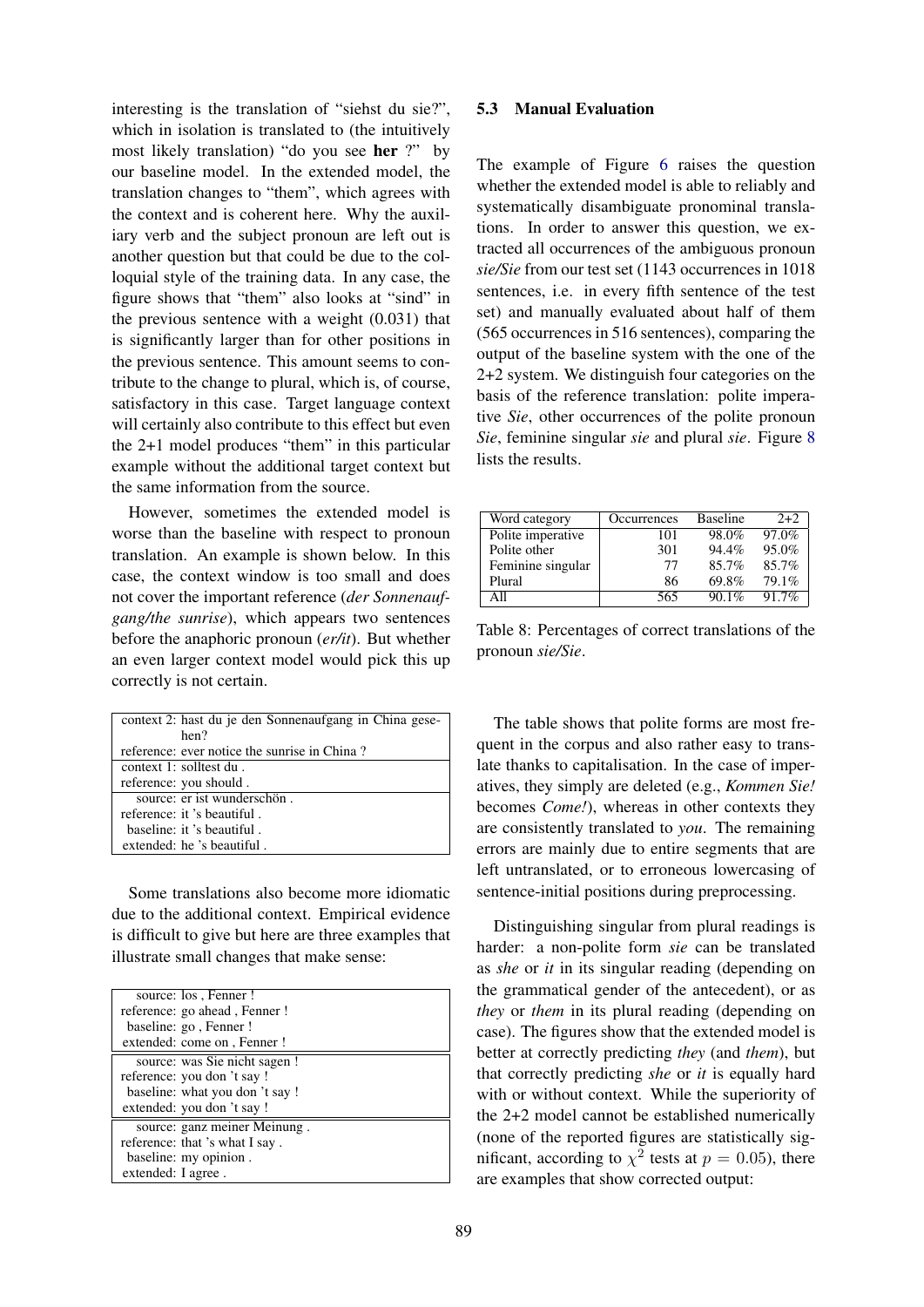interesting is the translation of "siehst du sie?", which in isolation is translated to (the intuitively most likely translation) "do you see **her** ?" by our baseline model. In the extended model, the translation changes to "them", which agrees with the context and is coherent here. Why the auxiliary verb and the subject pronoun are left out is another question but that could be due to the colloquial style of the training data. In any case, the figure shows that "them" also looks at "sind" in the previous sentence with a weight (0.031) that is significantly larger than for other positions in the previous sentence. This amount seems to contribute to the change to plural, which is, of course, satisfactory in this case. Target language context will certainly also contribute to this effect but even the 2+1 model produces "them" in this particular example without the additional target context but the same information from the source.

However, sometimes the extended model is worse than the baseline with respect to pronoun translation. An example is shown below. In this case, the context window is too small and does not cover the important reference (*der Sonnenaufgang/the sunrise*), which appears two sentences before the anaphoric pronoun (*er/it*). But whether an even larger context model would pick this up correctly is not certain.

| | |
|---|---|
| context 2: | hast du je den Sonnenaufgang in China gesehen? |
| reference: | ever notice the sunrise in China ? |
| context 1: | solltest du . |
| reference: | you should . |
| source: | er ist wunderschön . |
| reference: | it 's beautiful . |
| baseline: | it 's beautiful . |
| extended: | he 's beautiful . |

Some translations also become more idiomatic due to the additional context. Empirical evidence is difficult to give but here are three examples that illustrate small changes that make sense:

| | |
|---|---|
| source: | los , Fenner ! |
| reference: | go ahead , Fenner ! |
| baseline: | go , Fenner ! |
| extended: | come on , Fenner ! |
| source: | was Sie nicht sagen ! |
| reference: | you don 't say ! |
| baseline: | what you don 't say ! |
| extended: | you don 't say ! |
| source: | ganz meiner Meinung . |
| reference: | that 's what I say . |
| baseline: | my opinion . |
| extended: | I agree . |

### 5.3 Manual Evaluation

The example of Figure 6 raises the question whether the extended model is able to reliably and systematically disambiguate pronominal translations. In order to answer this question, we extracted all occurrences of the ambiguous pronoun *sie/Sie* from our test set (1143 occurrences in 1018 sentences, i.e. in every fifth sentence of the test set) and manually evaluated about half of them (565 occurrences in 516 sentences), comparing the output of the baseline system with the one of the 2+2 system. We distinguish four categories on the basis of the reference translation: polite imperative *Sie*, other occurrences of the polite pronoun *Sie*, feminine singular *sie* and plural *sie*. Figure 8 lists the results.

| Word category | Occurrences | Baseline | 2+2 |
|---|---|---|---|
| Polite imperative | 101 | 98.0% | 97.0% |
| Polite other | 301 | 94.4% | 95.0% |
| Feminine singular | 77 | 85.7% | 85.7% |
| Plural | 86 | 69.8% | 79.1% |
| All | 565 | 90.1% | 91.7% |

Table 8: Percentages of correct translations of the pronoun *sie/Sie*.

The table shows that polite forms are most frequent in the corpus and also rather easy to translate thanks to capitalisation. In the case of imperatives, they simply are deleted (e.g., *Kommen Sie!* becomes *Come!*), whereas in other contexts they are consistently translated to *you*. The remaining errors are mainly due to entire segments that are left untranslated, or to erroneous lowercasing of sentence-initial positions during preprocessing.

Distinguishing singular from plural readings is harder: a non-polite form *sie* can be translated as *she* or *it* in its singular reading (depending on the grammatical gender of the antecedent), or as *they* or *them* in its plural reading (depending on case). The figures show that the extended model is better at correctly predicting *they* (and *them*), but that correctly predicting *she* or *it* is equally hard with or without context. While the superiority of the 2+2 model cannot be established numerically (none of the reported figures are statistically significant, according to $\chi^2$ tests at $p = 0.05$), there are examples that show corrected output: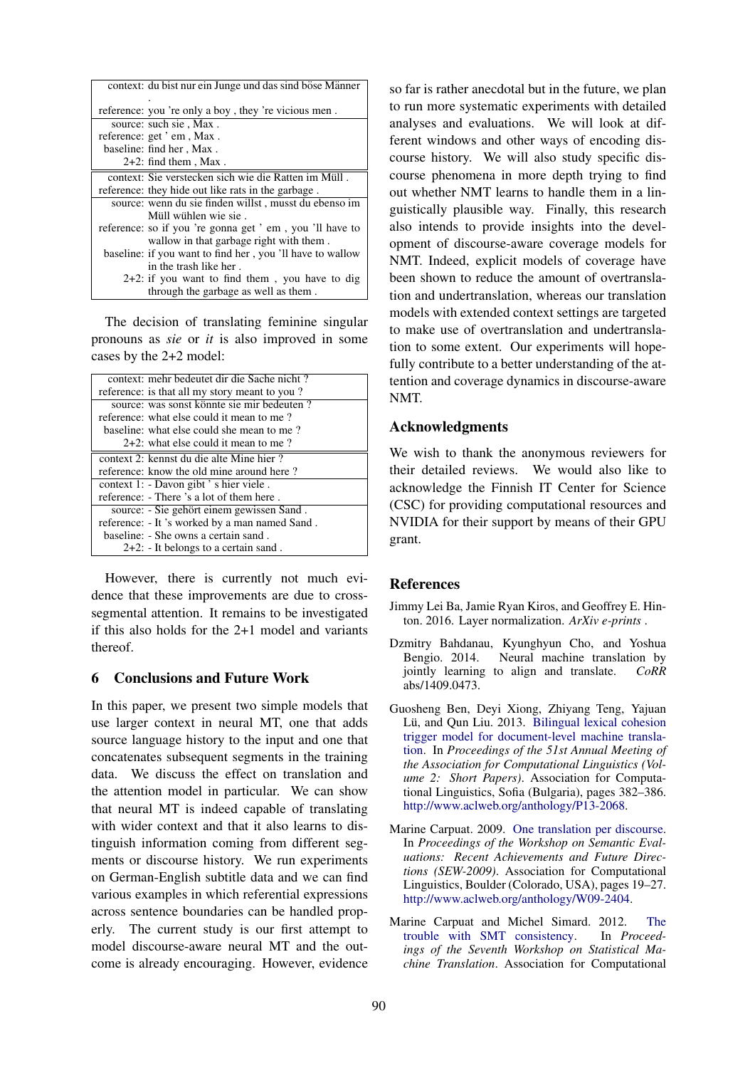| | |
|---|---|
| context: | du bist nur ein Junge und das sind böse Männer . |
| reference: | you 're only a boy , they 're vicious men . |
| source: | such sie , Max . |
| reference: | get ' em , Max . |
| baseline: | find her , Max . |
| 2+2: | find them , Max . |
| context: | Sie verstecken sich wie die Ratten im Müll . |
| reference: | they hide out like rats in the garbage . |
| source: | wenn du sie finden willst , musst du ebenso im Müll wühlen wie sie . |
| reference: | so if you 're gonna get ' em , you 'll have to wallow in that garbage right with them . |
| baseline: | if you want to find her , you 'll have to wallow in the trash like her . |
| 2+2: | if you want to find them , you have to dig through the garbage as well as them . |

The decision of translating feminine singular pronouns as *sie* or *it* is also improved in some cases by the 2+2 model:

| | |
|---|---|
| context: | mehr bedeutet dir die Sache nicht ? |
| reference: | is that all my story meant to you ? |
| source: | was sonst könnte sie mir bedeuten ? |
| reference: | what else could it mean to me ? |
| baseline: | what else could she mean to me ? |
| 2+2: | what else could it mean to me ? |
| context 2: | kennst du die alte Mine hier ? |
| reference: | know the old mine around here ? |
| context 1: | - Davon gibt ' s hier viele . |
| reference: | - There 's a lot of them here . |
| source: | - Sie gehört einem gewissen Sand . |
| reference: | - It 's worked by a man named Sand . |
| baseline: | - She owns a certain sand . |
| 2+2: | - It belongs to a certain sand . |

However, there is currently not much evidence that these improvements are due to cross-segmental attention. It remains to be investigated if this also holds for the 2+1 model and variants thereof.

## 6 Conclusions and Future Work

In this paper, we present two simple models that use larger context in neural MT, one that adds source language history to the input and one that concatenates subsequent segments in the training data. We discuss the effect on translation and the attention model in particular. We can show that neural MT is indeed capable of translating with wider context and that it also learns to distinguish information coming from different segments or discourse history. We run experiments on German-English subtitle data and we can find various examples in which referential expressions across sentence boundaries can be handled properly. The current study is our first attempt to model discourse-aware neural MT and the outcome is already encouraging. However, evidence so far is rather anecdotal but in the future, we plan to run more systematic experiments with detailed analyses and evaluations. We will look at different windows and other ways of encoding discourse history. We will also study specific discourse phenomena in more depth trying to find out whether NMT learns to handle them in a linguistically plausible way. Finally, this research also intends to provide insights into the development of discourse-aware coverage models for NMT. Indeed, explicit models of coverage have been shown to reduce the amount of overtranslation and undertranslation, whereas our translation models with extended context settings are targeted to make use of overtranslation and undertranslation to some extent. Our experiments will hopefully contribute to a better understanding of the attention and coverage dynamics in discourse-aware NMT.

## Acknowledgments

We wish to thank the anonymous reviewers for their detailed reviews. We would also like to acknowledge the Finnish IT Center for Science (CSC) for providing computational resources and NVIDIA for their support by means of their GPU grant.

## References

Jimmy Lei Ba, Jamie Ryan Kiros, and Geoffrey E. Hinton. 2016. Layer normalization. *ArXiv e-prints* .

Dzmitry Bahdanau, Kyunghyun Cho, and Yoshua Bengio. 2014. Neural machine translation by jointly learning to align and translate. *CoRR* abs/1409.0473.

Guosheng Ben, Deyi Xiong, Zhiyang Teng, Yajuan Lü, and Qun Liu. 2013. Bilingual lexical cohesion trigger model for document-level machine translation. In *Proceedings of the 51st Annual Meeting of the Association for Computational Linguistics (Volume 2: Short Papers)*. Association for Computational Linguistics, Sofia (Bulgaria), pages 382–386. http://www.aclweb.org/anthology/P13-2068.

Marine Carpuat. 2009. One translation per discourse. In *Proceedings of the Workshop on Semantic Evaluations: Recent Achievements and Future Directions (SEW-2009)*. Association for Computational Linguistics, Boulder (Colorado, USA), pages 19–27. http://www.aclweb.org/anthology/W09-2404.

Marine Carpuat and Michel Simard. 2012. The trouble with SMT consistency. In *Proceedings of the Seventh Workshop on Statistical Machine Translation*. Association for Computational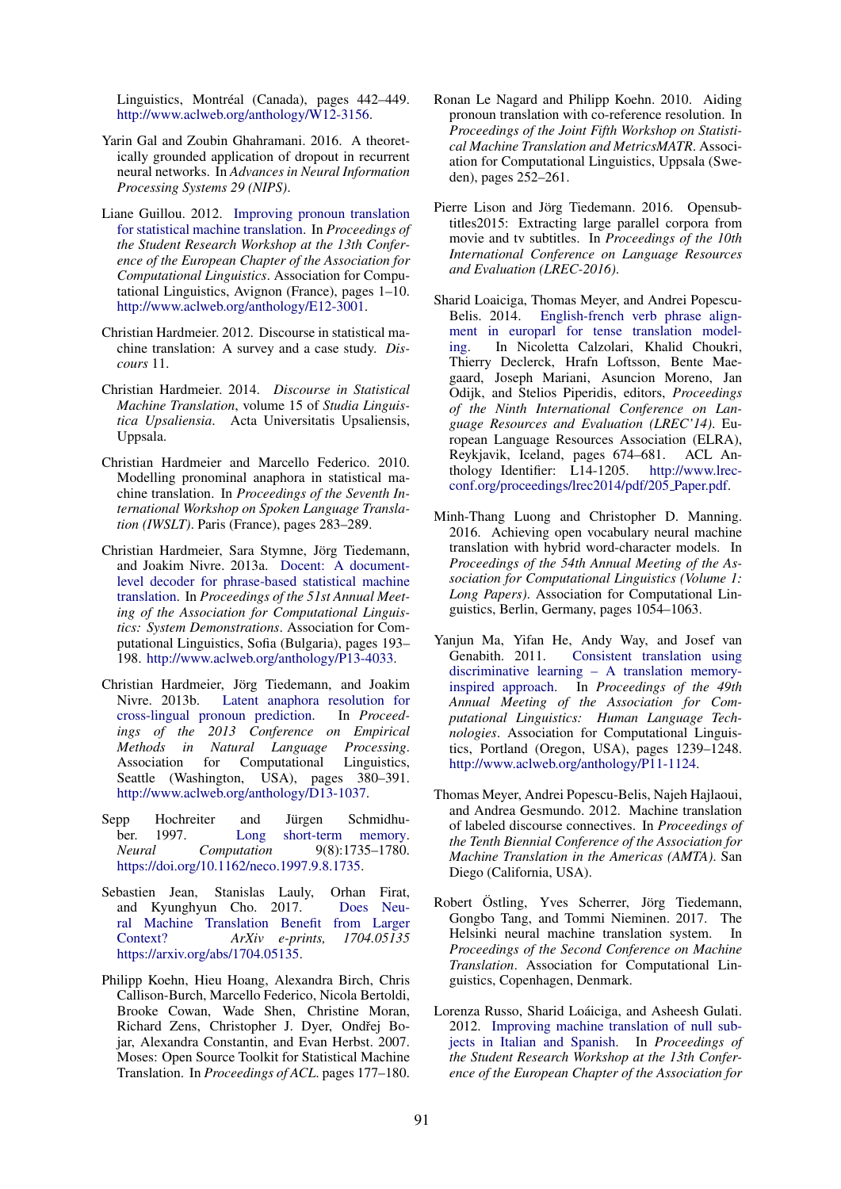Linguistics, Montréal (Canada), pages 442–449. http://www.aclweb.org/anthology/W12-3156.

Yarin Gal and Zoubin Ghahramani. 2016. A theoretically grounded application of dropout in recurrent neural networks. In *Advances in Neural Information Processing Systems 29 (NIPS)*.

Liane Guillou. 2012. Improving pronoun translation for statistical machine translation. In *Proceedings of the Student Research Workshop at the 13th Conference of the European Chapter of the Association for Computational Linguistics*. Association for Computational Linguistics, Avignon (France), pages 1–10. http://www.aclweb.org/anthology/E12-3001.

Christian Hardmeier. 2012. Discourse in statistical machine translation: A survey and a case study. *Discours* 11.

Christian Hardmeier. 2014. *Discourse in Statistical Machine Translation*, volume 15 of *Studia Linguistica Upsaliensia*. Acta Universitatis Upsaliensis, Uppsala.

Christian Hardmeier and Marcello Federico. 2010. Modelling pronominal anaphora in statistical machine translation. In *Proceedings of the Seventh International Workshop on Spoken Language Translation (IWSLT)*. Paris (France), pages 283–289.

Christian Hardmeier, Sara Stymne, Jörg Tiedemann, and Joakim Nivre. 2013a. Docent: A document-level decoder for phrase-based statistical machine translation. In *Proceedings of the 51st Annual Meeting of the Association for Computational Linguistics: System Demonstrations*. Association for Computational Linguistics, Sofia (Bulgaria), pages 193–198. http://www.aclweb.org/anthology/P13-4033.

Christian Hardmeier, Jörg Tiedemann, and Joakim Nivre. 2013b. Latent anaphora resolution for cross-lingual pronoun prediction. In *Proceedings of the 2013 Conference on Empirical Methods in Natural Language Processing*. Association for Computational Linguistics, Seattle (Washington, USA), pages 380–391. http://www.aclweb.org/anthology/D13-1037.

Sepp Hochreiter and Jürgen Schmidhuber. 1997. Long short-term memory. *Neural Computation* 9(8):1735–1780. https://doi.org/10.1162/neco.1997.9.8.1735.

Sebastien Jean, Stanislas Lauly, Orhan Firat, and Kyunghyun Cho. 2017. Does Neural Machine Translation Benefit from Larger Context? *ArXiv e-prints, 1704.05135* https://arxiv.org/abs/1704.05135.

Philipp Koehn, Hieu Hoang, Alexandra Birch, Chris Callison-Burch, Marcello Federico, Nicola Bertoldi, Brooke Cowan, Wade Shen, Christine Moran, Richard Zens, Christopher J. Dyer, Ondřej Bojar, Alexandra Constantin, and Evan Herbst. 2007. Moses: Open Source Toolkit for Statistical Machine Translation. In *Proceedings of ACL*. pages 177–180.

Ronan Le Nagard and Philipp Koehn. 2010. Aiding pronoun translation with co-reference resolution. In *Proceedings of the Joint Fifth Workshop on Statistical Machine Translation and MetricsMATR*. Association for Computational Linguistics, Uppsala (Sweden), pages 252–261.

Pierre Lison and Jörg Tiedemann. 2016. Opensubtitles2015: Extracting large parallel corpora from movie and tv subtitles. In *Proceedings of the 10th International Conference on Language Resources and Evaluation (LREC-2016)*.

Sharid Loaiciga, Thomas Meyer, and Andrei Popescu-Belis. 2014. English-french verb phrase alignment in europarl for tense translation modeling. In Nicoletta Calzolari, Khalid Choukri, Thierry Declerck, Hrafn Loftsson, Bente Maegaard, Joseph Mariani, Asuncion Moreno, Jan Odijk, and Stelios Piperidis, editors, *Proceedings of the Ninth International Conference on Language Resources and Evaluation (LREC'14)*. European Language Resources Association (ELRA), Reykjavik, Iceland, pages 674–681. ACL Anthology Identifier: L14-1205. http://www.lrec-conf.org/proceedings/lrec2014/pdf/205_Paper.pdf.

Minh-Thang Luong and Christopher D. Manning. 2016. Achieving open vocabulary neural machine translation with hybrid word-character models. In *Proceedings of the 54th Annual Meeting of the Association for Computational Linguistics (Volume 1: Long Papers)*. Association for Computational Linguistics, Berlin, Germany, pages 1054–1063.

Yanjun Ma, Yifan He, Andy Way, and Josef van Genabith. 2011. Consistent translation using discriminative learning – A translation memory-inspired approach. In *Proceedings of the 49th Annual Meeting of the Association for Computational Linguistics: Human Language Technologies*. Association for Computational Linguistics, Portland (Oregon, USA), pages 1239–1248. http://www.aclweb.org/anthology/P11-1124.

Thomas Meyer, Andrei Popescu-Belis, Najeh Hajlaoui, and Andrea Gesmundo. 2012. Machine translation of labeled discourse connectives. In *Proceedings of the Tenth Biennial Conference of the Association for Machine Translation in the Americas (AMTA)*. San Diego (California, USA).

Robert Östling, Yves Scherrer, Jörg Tiedemann, Gongbo Tang, and Tommi Nieminen. 2017. The Helsinki neural machine translation system. In *Proceedings of the Second Conference on Machine Translation*. Association for Computational Linguistics, Copenhagen, Denmark.

Lorenza Russo, Sharid Loáiciga, and Asheesh Gulati. 2012. Improving machine translation of null subjects in Italian and Spanish. In *Proceedings of the Student Research Workshop at the 13th Conference of the European Chapter of the Association for*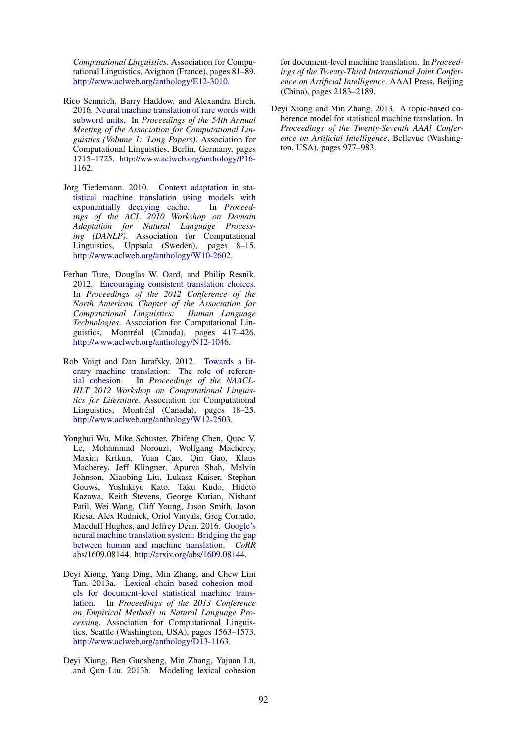*Computational Linguistics*. Association for Computational Linguistics, Avignon (France), pages 81–89. http://www.aclweb.org/anthology/E12-3010.

Rico Sennrich, Barry Haddow, and Alexandra Birch. 2016. Neural machine translation of rare words with subword units. In *Proceedings of the 54th Annual Meeting of the Association for Computational Linguistics (Volume 1: Long Papers)*. Association for Computational Linguistics, Berlin, Germany, pages 1715–1725. http://www.aclweb.org/anthology/P16-1162.

Jörg Tiedemann. 2010. Context adaptation in statistical machine translation using models with exponentially decaying cache. In *Proceedings of the ACL 2010 Workshop on Domain Adaptation for Natural Language Processing (DANLP)*. Association for Computational Linguistics, Uppsala (Sweden), pages 8–15. http://www.aclweb.org/anthology/W10-2602.

Ferhan Ture, Douglas W. Oard, and Philip Resnik. 2012. Encouraging consistent translation choices. In *Proceedings of the 2012 Conference of the North American Chapter of the Association for Computational Linguistics: Human Language Technologies*. Association for Computational Linguistics, Montréal (Canada), pages 417–426. http://www.aclweb.org/anthology/N12-1046.

Rob Voigt and Dan Jurafsky. 2012. Towards a literary machine translation: The role of referential cohesion. In *Proceedings of the NAACL-HLT 2012 Workshop on Computational Linguistics for Literature*. Association for Computational Linguistics, Montréal (Canada), pages 18–25. http://www.aclweb.org/anthology/W12-2503.

Yonghui Wu, Mike Schuster, Zhifeng Chen, Quoc V. Le, Mohammad Norouzi, Wolfgang Macherey, Maxim Krikun, Yuan Cao, Qin Gao, Klaus Macherey, Jeff Klingner, Apurva Shah, Melvin Johnson, Xiaobing Liu, Lukasz Kaiser, Stephan Gouws, Yoshikiyo Kato, Taku Kudo, Hideto Kazawa, Keith Stevens, George Kurian, Nishant Patil, Wei Wang, Cliff Young, Jason Smith, Jason Riesa, Alex Rudnick, Oriol Vinyals, Greg Corrado, Macduff Hughes, and Jeffrey Dean. 2016. Google's neural machine translation system: Bridging the gap between human and machine translation. *CoRR* abs/1609.08144. http://arxiv.org/abs/1609.08144.

Deyi Xiong, Yang Ding, Min Zhang, and Chew Lim Tan. 2013a. Lexical chain based cohesion models for document-level statistical machine translation. In *Proceedings of the 2013 Conference on Empirical Methods in Natural Language Processing*. Association for Computational Linguistics, Seattle (Washington, USA), pages 1563–1573. http://www.aclweb.org/anthology/D13-1163.

Deyi Xiong, Ben Guosheng, Min Zhang, Yajuan Lü, and Qun Liu. 2013b. Modeling lexical cohesion for document-level machine translation. In *Proceedings of the Twenty-Third International Joint Conference on Artificial Intelligence*. AAAI Press, Beijing (China), pages 2183–2189.

Deyi Xiong and Min Zhang. 2013. A topic-based coherence model for statistical machine translation. In *Proceedings of the Twenty-Seventh AAAI Conference on Artificial Intelligence*. Bellevue (Washington, USA), pages 977–983.